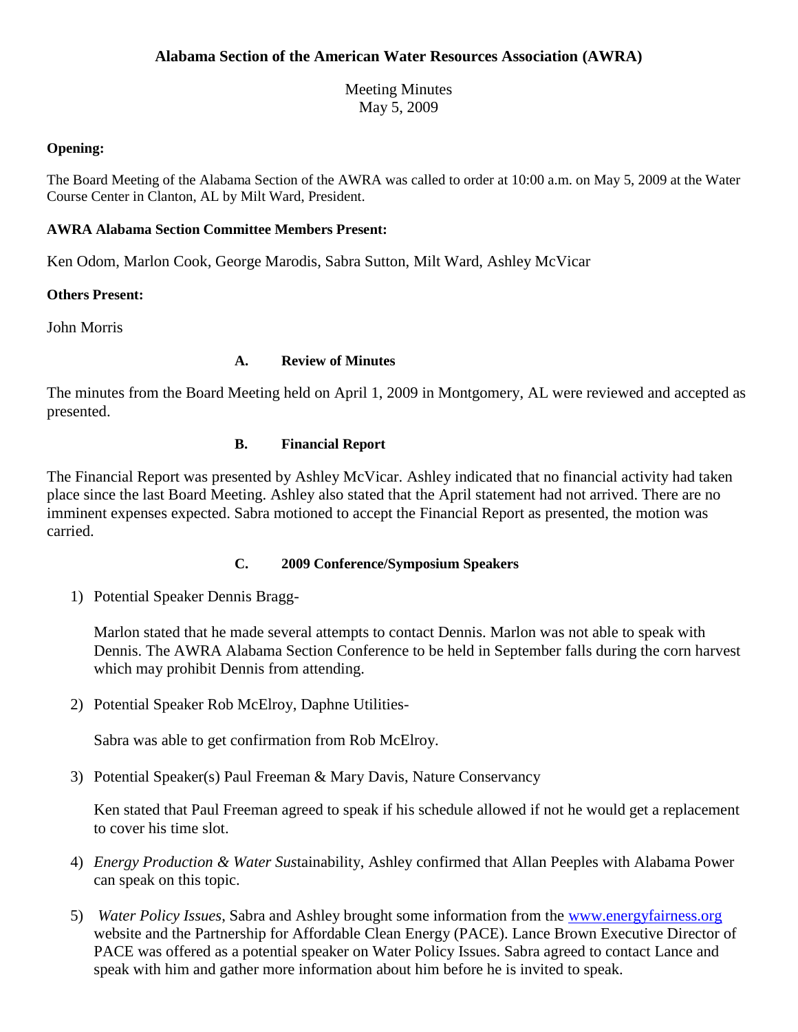**Alabama Section of the American Water Resources Association (AWRA)**

Meeting Minutes
May 5, 2009

**Opening:**

The Board Meeting of the Alabama Section of the AWRA was called to order at 10:00 a.m. on May 5, 2009 at the Water Course Center in Clanton, AL by Milt Ward, President.

**AWRA Alabama Section Committee Members Present:**

Ken Odom, Marlon Cook, George Marodis, Sabra Sutton, Milt Ward, Ashley McVicar

**Others Present:**

John Morris

**A. Review of Minutes**

The minutes from the Board Meeting held on April 1, 2009 in Montgomery, AL were reviewed and accepted as presented.

**B. Financial Report**

The Financial Report was presented by Ashley McVicar. Ashley indicated that no financial activity had taken place since the last Board Meeting. Ashley also stated that the April statement had not arrived. There are no imminent expenses expected. Sabra motioned to accept the Financial Report as presented, the motion was carried.

**C. 2009 Conference/Symposium Speakers**

1) Potential Speaker Dennis Bragg-

   Marlon stated that he made several attempts to contact Dennis. Marlon was not able to speak with Dennis. The AWRA Alabama Section Conference to be held in September falls during the corn harvest which may prohibit Dennis from attending.

2) Potential Speaker Rob McElroy, Daphne Utilities-

   Sabra was able to get confirmation from Rob McElroy.

3) Potential Speaker(s) Paul Freeman & Mary Davis, Nature Conservancy

   Ken stated that Paul Freeman agreed to speak if his schedule allowed if not he would get a replacement to cover his time slot.

4) *Energy Production & Water Sus*tainability, Ashley confirmed that Allan Peeples with Alabama Power can speak on this topic.

5) *Water Policy Issues*, Sabra and Ashley brought some information from the www.energyfairness.org website and the Partnership for Affordable Clean Energy (PACE). Lance Brown Executive Director of PACE was offered as a potential speaker on Water Policy Issues. Sabra agreed to contact Lance and speak with him and gather more information about him before he is invited to speak.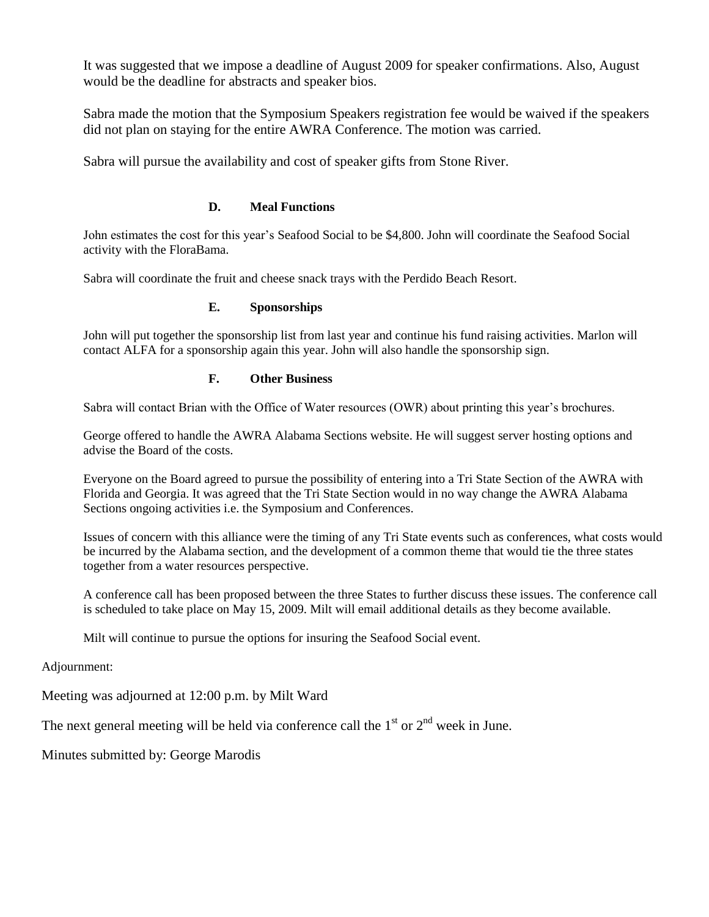It was suggested that we impose a deadline of August 2009 for speaker confirmations. Also, August would be the deadline for abstracts and speaker bios.

Sabra made the motion that the Symposium Speakers registration fee would be waived if the speakers did not plan on staying for the entire AWRA Conference. The motion was carried.

Sabra will pursue the availability and cost of speaker gifts from Stone River.

**D. Meal Functions**

John estimates the cost for this year's Seafood Social to be $4,800. John will coordinate the Seafood Social activity with the FloraBama.

Sabra will coordinate the fruit and cheese snack trays with the Perdido Beach Resort.

**E. Sponsorships**

John will put together the sponsorship list from last year and continue his fund raising activities. Marlon will contact ALFA for a sponsorship again this year. John will also handle the sponsorship sign.

**F. Other Business**

Sabra will contact Brian with the Office of Water resources (OWR) about printing this year's brochures.

George offered to handle the AWRA Alabama Sections website. He will suggest server hosting options and advise the Board of the costs.

Everyone on the Board agreed to pursue the possibility of entering into a Tri State Section of the AWRA with Florida and Georgia. It was agreed that the Tri State Section would in no way change the AWRA Alabama Sections ongoing activities i.e. the Symposium and Conferences.

Issues of concern with this alliance were the timing of any Tri State events such as conferences, what costs would be incurred by the Alabama section, and the development of a common theme that would tie the three states together from a water resources perspective.

A conference call has been proposed between the three States to further discuss these issues. The conference call is scheduled to take place on May 15, 2009. Milt will email additional details as they become available.

Milt will continue to pursue the options for insuring the Seafood Social event.

Adjournment:

Meeting was adjourned at 12:00 p.m. by Milt Ward

The next general meeting will be held via conference call the 1st or 2nd week in June.

Minutes submitted by: George Marodis